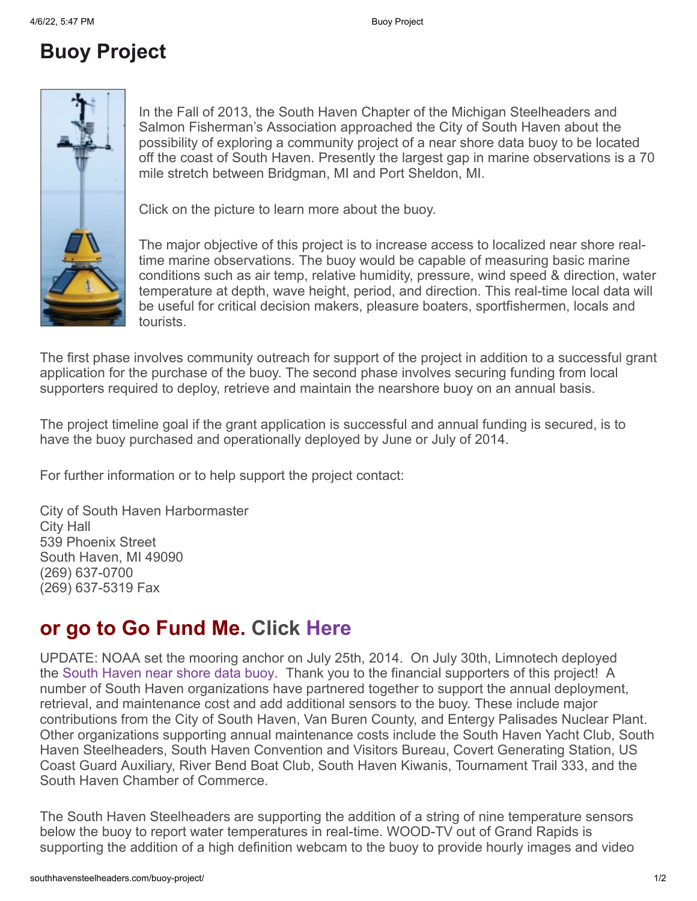# Buoy Project

In the Fall of 2013, the South Haven Chapter of the Michigan Steelheaders and Salmon Fisherman's Association approached the City of South Haven about the possibility of exploring a community project of a near shore data buoy to be located off the coast of South Haven. Presently the largest gap in marine observations is a 70 mile stretch between Bridgman, MI and Port Sheldon, MI.

Click on the picture to learn more about the buoy.

The major objective of this project is to increase access to localized near shore real-time marine observations. The buoy would be capable of measuring basic marine conditions such as air temp, relative humidity, pressure, wind speed & direction, water temperature at depth, wave height, period, and direction. This real-time local data will be useful for critical decision makers, pleasure boaters, sportfishermen, locals and tourists.

The first phase involves community outreach for support of the project in addition to a successful grant application for the purchase of the buoy. The second phase involves securing funding from local supporters required to deploy, retrieve and maintain the nearshore buoy on an annual basis.

The project timeline goal if the grant application is successful and annual funding is secured, is to have the buoy purchased and operationally deployed by June or July of 2014.

For further information or to help support the project contact:

City of South Haven Harbormaster
City Hall
539 Phoenix Street
South Haven, MI 49090
(269) 637-0700
(269) 637-5319 Fax

## or go to Go Fund Me. Click Here

UPDATE: NOAA set the mooring anchor on July 25th, 2014. On July 30th, Limnotech deployed the South Haven near shore data buoy. Thank you to the financial supporters of this project! A number of South Haven organizations have partnered together to support the annual deployment, retrieval, and maintenance cost and add additional sensors to the buoy. These include major contributions from the City of South Haven, Van Buren County, and Entergy Palisades Nuclear Plant. Other organizations supporting annual maintenance costs include the South Haven Yacht Club, South Haven Steelheaders, South Haven Convention and Visitors Bureau, Covert Generating Station, US Coast Guard Auxiliary, River Bend Boat Club, South Haven Kiwanis, Tournament Trail 333, and the South Haven Chamber of Commerce.

The South Haven Steelheaders are supporting the addition of a string of nine temperature sensors below the buoy to report water temperatures in real-time. WOOD-TV out of Grand Rapids is supporting the addition of a high definition webcam to the buoy to provide hourly images and video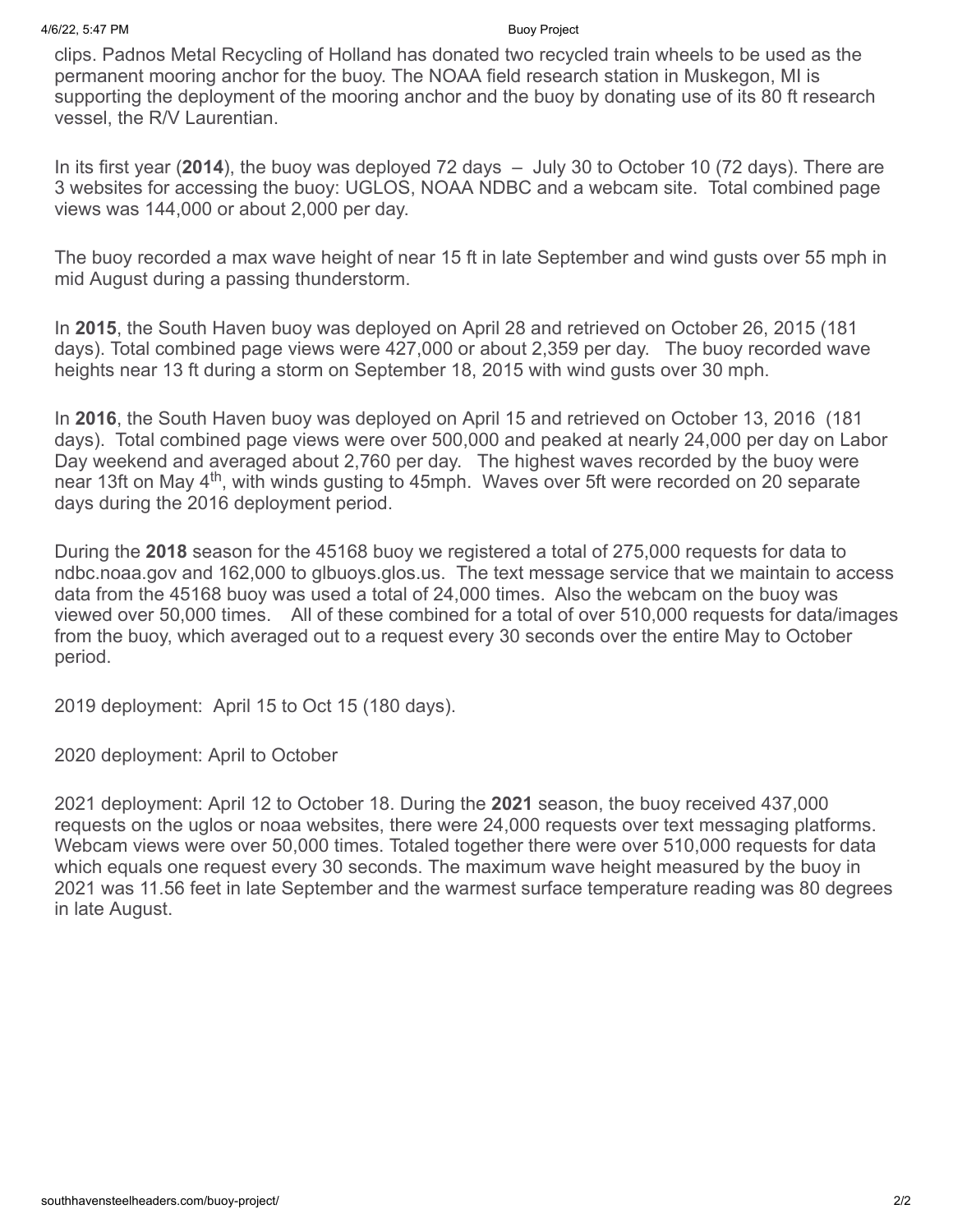clips. Padnos Metal Recycling of Holland has donated two recycled train wheels to be used as the permanent mooring anchor for the buoy. The NOAA field research station in Muskegon, MI is supporting the deployment of the mooring anchor and the buoy by donating use of its 80 ft research vessel, the R/V Laurentian.

In its first year (**2014**), the buoy was deployed 72 days – July 30 to October 10 (72 days). There are 3 websites for accessing the buoy: UGLOS, NOAA NDBC and a webcam site. Total combined page views was 144,000 or about 2,000 per day.

The buoy recorded a max wave height of near 15 ft in late September and wind gusts over 55 mph in mid August during a passing thunderstorm.

In **2015**, the South Haven buoy was deployed on April 28 and retrieved on October 26, 2015 (181 days). Total combined page views were 427,000 or about 2,359 per day. The buoy recorded wave heights near 13 ft during a storm on September 18, 2015 with wind gusts over 30 mph.

In **2016**, the South Haven buoy was deployed on April 15 and retrieved on October 13, 2016 (181 days). Total combined page views were over 500,000 and peaked at nearly 24,000 per day on Labor Day weekend and averaged about 2,760 per day. The highest waves recorded by the buoy were near 13ft on May 4th, with winds gusting to 45mph. Waves over 5ft were recorded on 20 separate days during the 2016 deployment period.

During the **2018** season for the 45168 buoy we registered a total of 275,000 requests for data to ndbc.noaa.gov and 162,000 to glbuoys.glos.us. The text message service that we maintain to access data from the 45168 buoy was used a total of 24,000 times. Also the webcam on the buoy was viewed over 50,000 times. All of these combined for a total of over 510,000 requests for data/images from the buoy, which averaged out to a request every 30 seconds over the entire May to October period.

2019 deployment: April 15 to Oct 15 (180 days).

2020 deployment: April to October

2021 deployment: April 12 to October 18. During the **2021** season, the buoy received 437,000 requests on the uglos or noaa websites, there were 24,000 requests over text messaging platforms. Webcam views were over 50,000 times. Totaled together there were over 510,000 requests for data which equals one request every 30 seconds. The maximum wave height measured by the buoy in 2021 was 11.56 feet in late September and the warmest surface temperature reading was 80 degrees in late August.